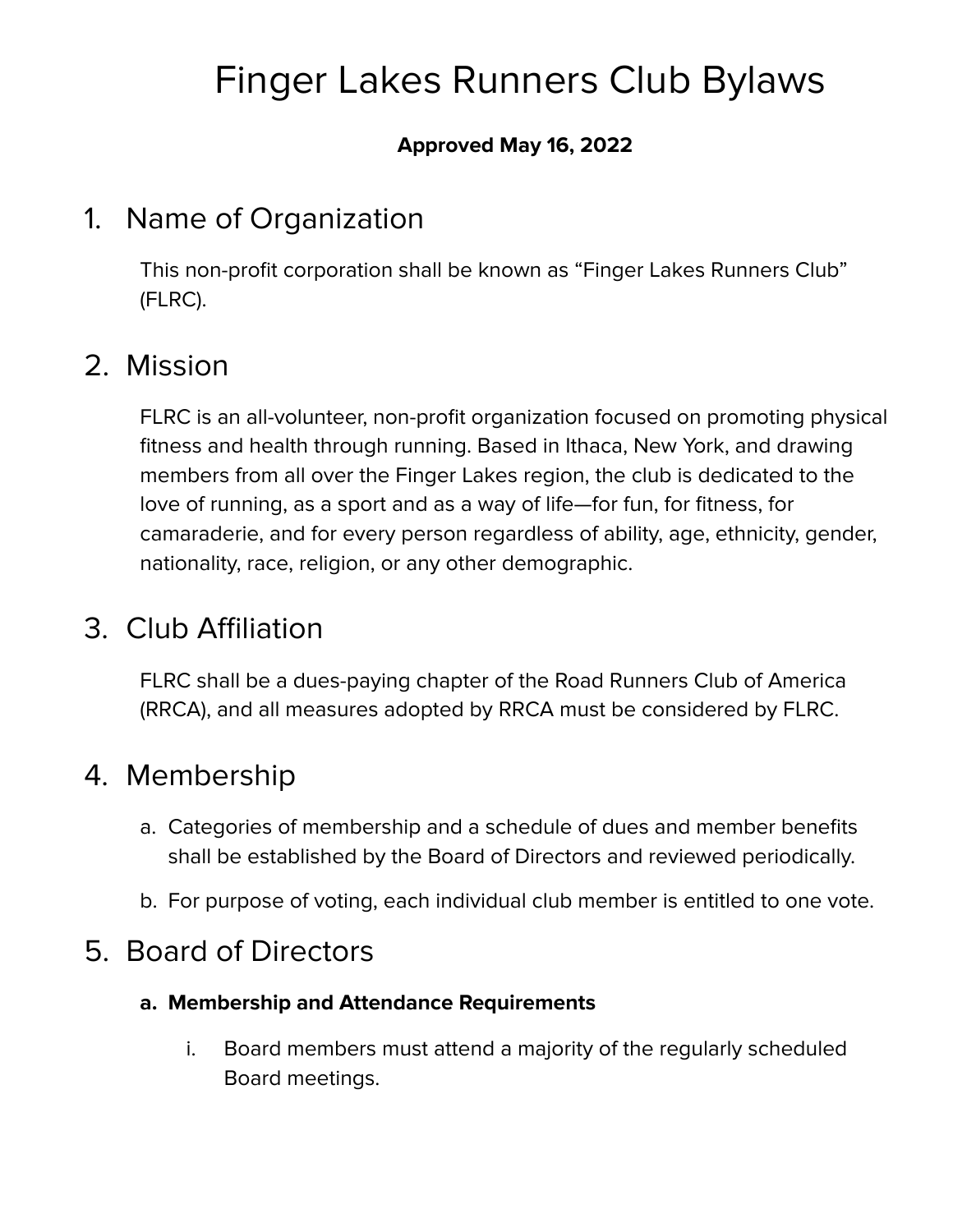# Finger Lakes Runners Club Bylaws

**Approved May 16, 2022**

## 1. Name of Organization

This non-profit corporation shall be known as "Finger Lakes Runners Club" (FLRC).

## 2. Mission

FLRC is an all-volunteer, non-profit organization focused on promoting physical fitness and health through running. Based in Ithaca, New York, and drawing members from all over the Finger Lakes region, the club is dedicated to the love of running, as a sport and as a way of life—for fun, for fitness, for camaraderie, and for every person regardless of ability, age, ethnicity, gender, nationality, race, religion, or any other demographic.

## 3. Club Affiliation

FLRC shall be a dues-paying chapter of the Road Runners Club of America (RRCA), and all measures adopted by RRCA must be considered by FLRC.

## 4. Membership

a. Categories of membership and a schedule of dues and member benefits shall be established by the Board of Directors and reviewed periodically.

b. For purpose of voting, each individual club member is entitled to one vote.

## 5. Board of Directors

### a. Membership and Attendance Requirements

i. Board members must attend a majority of the regularly scheduled Board meetings.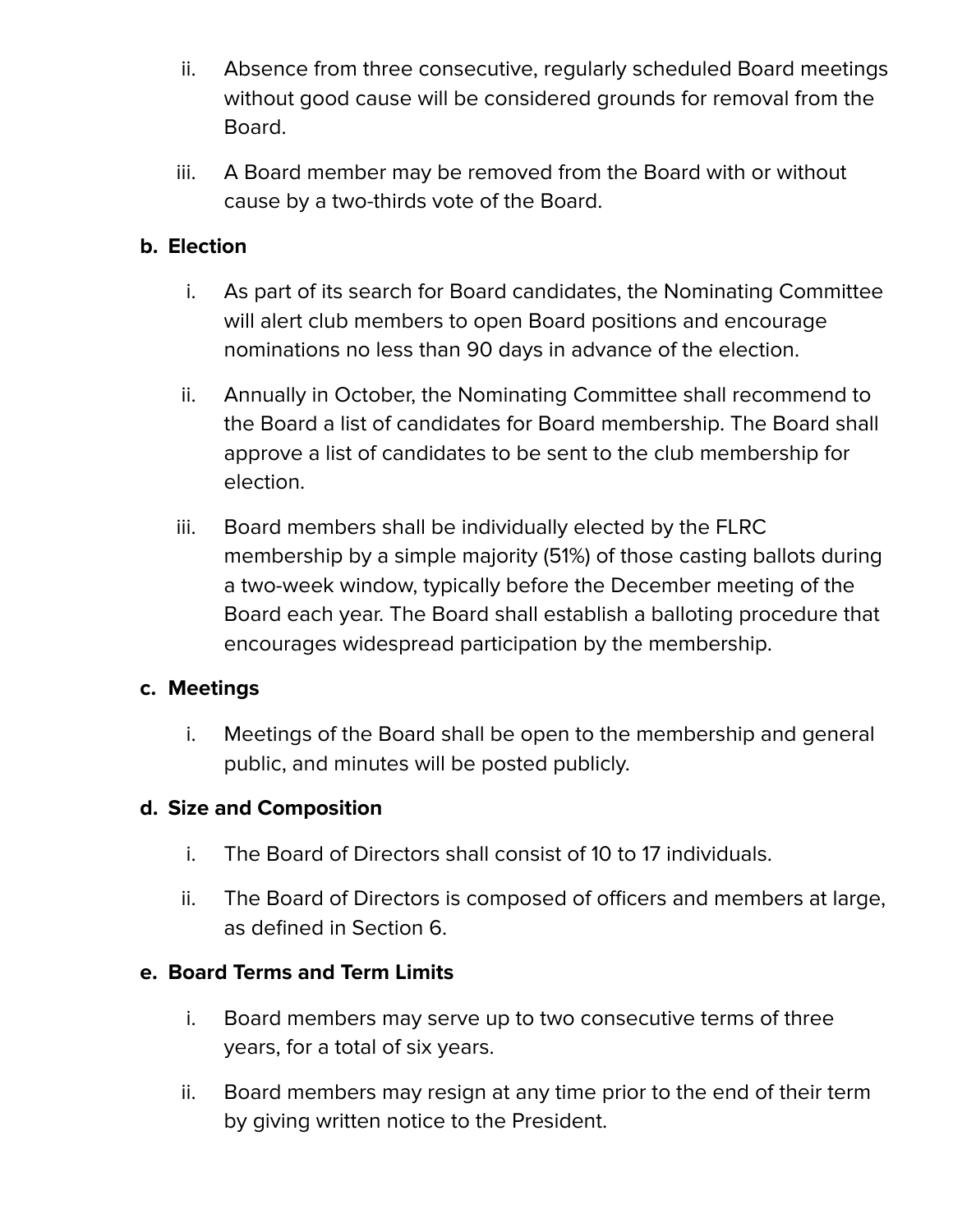ii. Absence from three consecutive, regularly scheduled Board meetings without good cause will be considered grounds for removal from the Board.

iii. A Board member may be removed from the Board with or without cause by a two-thirds vote of the Board.

**b. Election**

i. As part of its search for Board candidates, the Nominating Committee will alert club members to open Board positions and encourage nominations no less than 90 days in advance of the election.

ii. Annually in October, the Nominating Committee shall recommend to the Board a list of candidates for Board membership. The Board shall approve a list of candidates to be sent to the club membership for election.

iii. Board members shall be individually elected by the FLRC membership by a simple majority (51%) of those casting ballots during a two-week window, typically before the December meeting of the Board each year. The Board shall establish a balloting procedure that encourages widespread participation by the membership.

**c. Meetings**

i. Meetings of the Board shall be open to the membership and general public, and minutes will be posted publicly.

**d. Size and Composition**

i. The Board of Directors shall consist of 10 to 17 individuals.

ii. The Board of Directors is composed of officers and members at large, as defined in Section 6.

**e. Board Terms and Term Limits**

i. Board members may serve up to two consecutive terms of three years, for a total of six years.

ii. Board members may resign at any time prior to the end of their term by giving written notice to the President.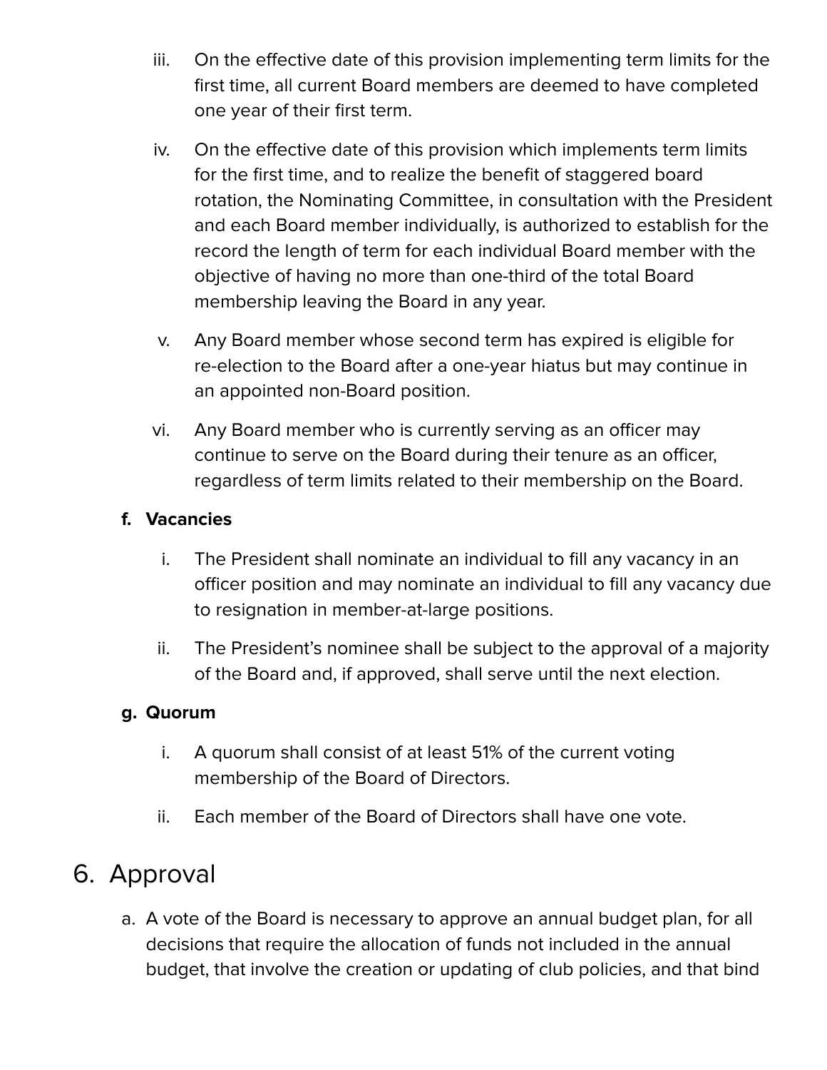iii. On the effective date of this provision implementing term limits for the first time, all current Board members are deemed to have completed one year of their first term.

iv. On the effective date of this provision which implements term limits for the first time, and to realize the benefit of staggered board rotation, the Nominating Committee, in consultation with the President and each Board member individually, is authorized to establish for the record the length of term for each individual Board member with the objective of having no more than one-third of the total Board membership leaving the Board in any year.

v. Any Board member whose second term has expired is eligible for re-election to the Board after a one-year hiatus but may continue in an appointed non-Board position.

vi. Any Board member who is currently serving as an officer may continue to serve on the Board during their tenure as an officer, regardless of term limits related to their membership on the Board.

**f. Vacancies**

i. The President shall nominate an individual to fill any vacancy in an officer position and may nominate an individual to fill any vacancy due to resignation in member-at-large positions.

ii. The President's nominee shall be subject to the approval of a majority of the Board and, if approved, shall serve until the next election.

**g. Quorum**

i. A quorum shall consist of at least 51% of the current voting membership of the Board of Directors.

ii. Each member of the Board of Directors shall have one vote.

# 6. Approval

a. A vote of the Board is necessary to approve an annual budget plan, for all decisions that require the allocation of funds not included in the annual budget, that involve the creation or updating of club policies, and that bind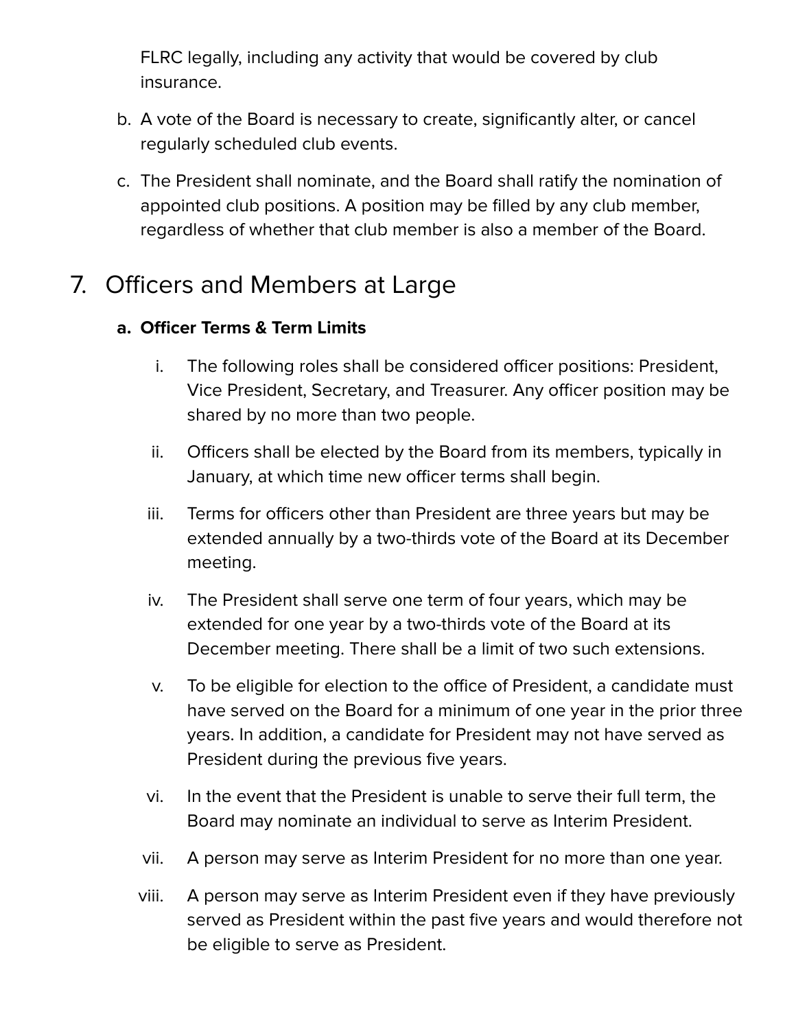FLRC legally, including any activity that would be covered by club insurance.

b. A vote of the Board is necessary to create, significantly alter, or cancel regularly scheduled club events.

c. The President shall nominate, and the Board shall ratify the nomination of appointed club positions. A position may be filled by any club member, regardless of whether that club member is also a member of the Board.

## 7. Officers and Members at Large

### a. Officer Terms & Term Limits

i. The following roles shall be considered officer positions: President, Vice President, Secretary, and Treasurer. Any officer position may be shared by no more than two people.

ii. Officers shall be elected by the Board from its members, typically in January, at which time new officer terms shall begin.

iii. Terms for officers other than President are three years but may be extended annually by a two-thirds vote of the Board at its December meeting.

iv. The President shall serve one term of four years, which may be extended for one year by a two-thirds vote of the Board at its December meeting. There shall be a limit of two such extensions.

v. To be eligible for election to the office of President, a candidate must have served on the Board for a minimum of one year in the prior three years. In addition, a candidate for President may not have served as President during the previous five years.

vi. In the event that the President is unable to serve their full term, the Board may nominate an individual to serve as Interim President.

vii. A person may serve as Interim President for no more than one year.

viii. A person may serve as Interim President even if they have previously served as President within the past five years and would therefore not be eligible to serve as President.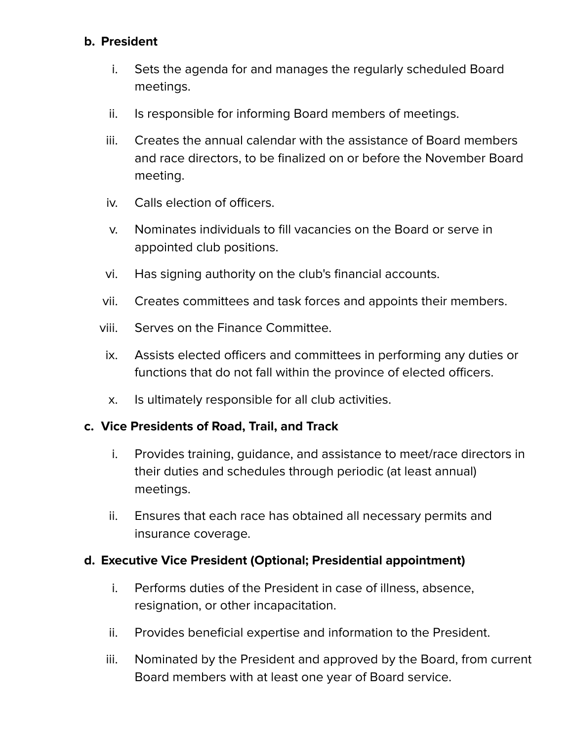**b. President**

i. Sets the agenda for and manages the regularly scheduled Board meetings.

ii. Is responsible for informing Board members of meetings.

iii. Creates the annual calendar with the assistance of Board members and race directors, to be finalized on or before the November Board meeting.

iv. Calls election of officers.

v. Nominates individuals to fill vacancies on the Board or serve in appointed club positions.

vi. Has signing authority on the club's financial accounts.

vii. Creates committees and task forces and appoints their members.

viii. Serves on the Finance Committee.

ix. Assists elected officers and committees in performing any duties or functions that do not fall within the province of elected officers.

x. Is ultimately responsible for all club activities.

**c. Vice Presidents of Road, Trail, and Track**

i. Provides training, guidance, and assistance to meet/race directors in their duties and schedules through periodic (at least annual) meetings.

ii. Ensures that each race has obtained all necessary permits and insurance coverage.

**d. Executive Vice President (Optional; Presidential appointment)**

i. Performs duties of the President in case of illness, absence, resignation, or other incapacitation.

ii. Provides beneficial expertise and information to the President.

iii. Nominated by the President and approved by the Board, from current Board members with at least one year of Board service.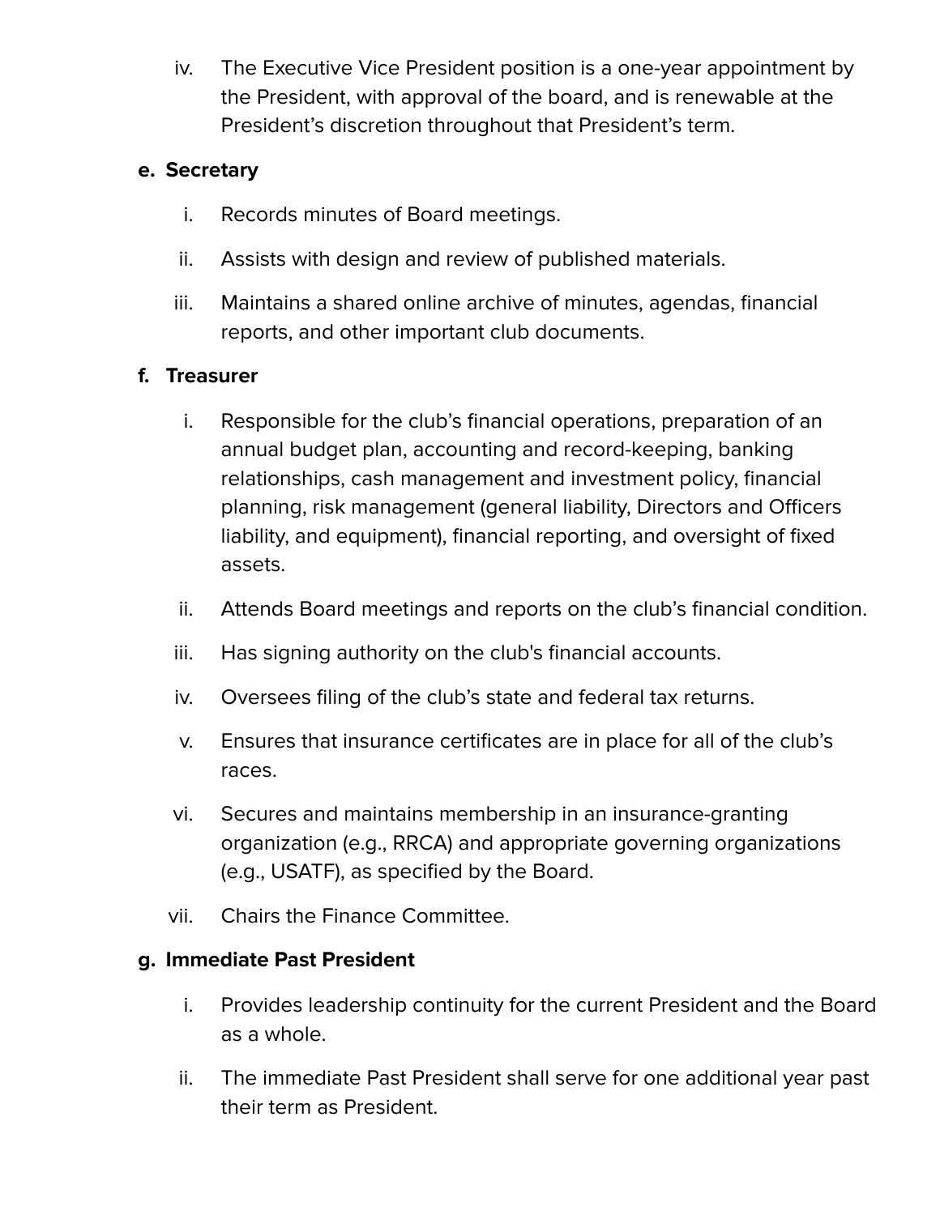iv. The Executive Vice President position is a one-year appointment by the President, with approval of the board, and is renewable at the President's discretion throughout that President's term.

**e. Secretary**

i. Records minutes of Board meetings.

ii. Assists with design and review of published materials.

iii. Maintains a shared online archive of minutes, agendas, financial reports, and other important club documents.

**f. Treasurer**

i. Responsible for the club's financial operations, preparation of an annual budget plan, accounting and record-keeping, banking relationships, cash management and investment policy, financial planning, risk management (general liability, Directors and Officers liability, and equipment), financial reporting, and oversight of fixed assets.

ii. Attends Board meetings and reports on the club's financial condition.

iii. Has signing authority on the club's financial accounts.

iv. Oversees filing of the club's state and federal tax returns.

v. Ensures that insurance certificates are in place for all of the club's races.

vi. Secures and maintains membership in an insurance-granting organization (e.g., RRCA) and appropriate governing organizations (e.g., USATF), as specified by the Board.

vii. Chairs the Finance Committee.

**g. Immediate Past President**

i. Provides leadership continuity for the current President and the Board as a whole.

ii. The immediate Past President shall serve for one additional year past their term as President.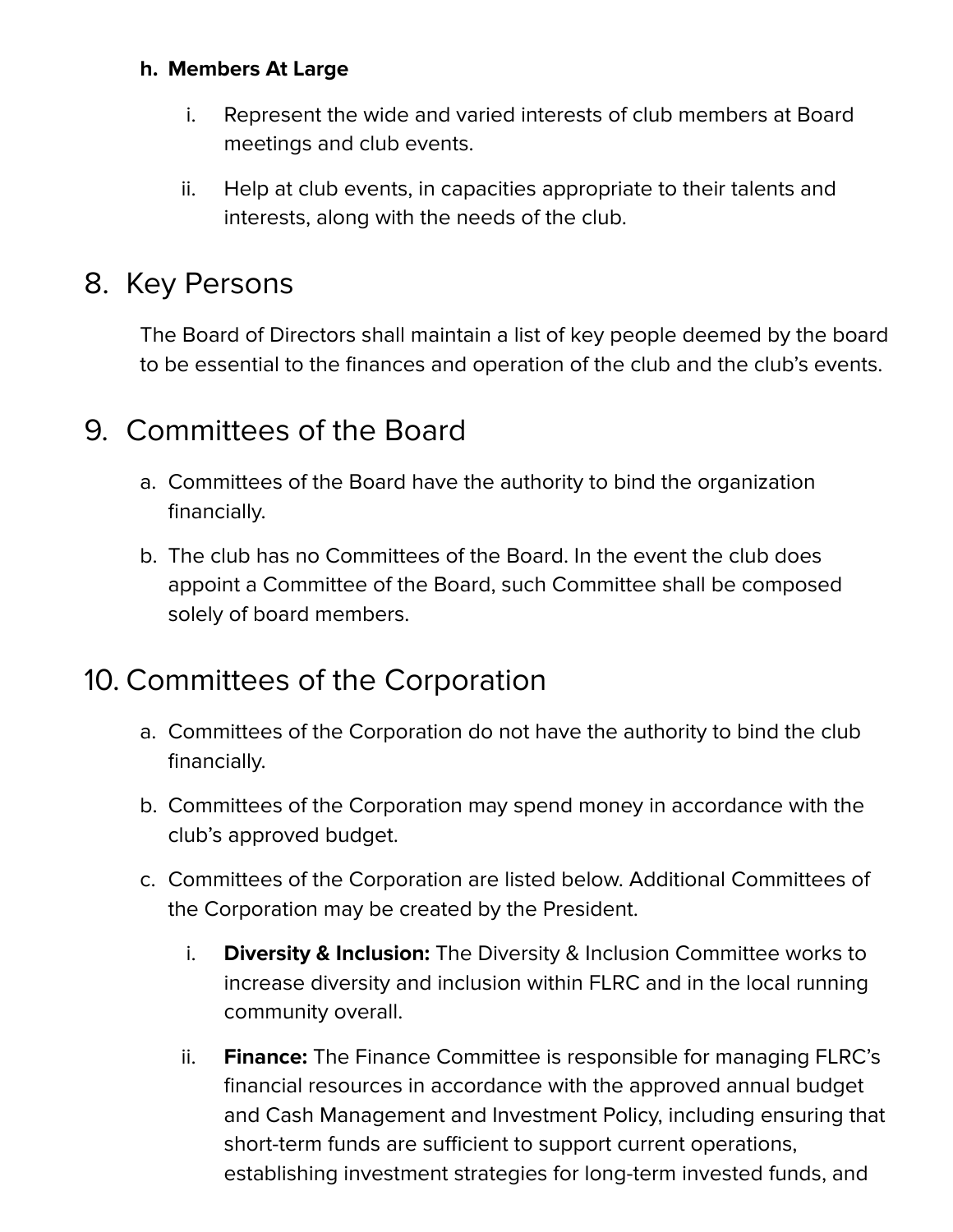**h. Members At Large**

   i. Represent the wide and varied interests of club members at Board meetings and club events.

   ii. Help at club events, in capacities appropriate to their talents and interests, along with the needs of the club.

# 8. Key Persons

The Board of Directors shall maintain a list of key people deemed by the board to be essential to the finances and operation of the club and the club's events.

# 9. Committees of the Board

a. Committees of the Board have the authority to bind the organization financially.

b. The club has no Committees of the Board. In the event the club does appoint a Committee of the Board, such Committee shall be composed solely of board members.

# 10. Committees of the Corporation

a. Committees of the Corporation do not have the authority to bind the club financially.

b. Committees of the Corporation may spend money in accordance with the club's approved budget.

c. Committees of the Corporation are listed below. Additional Committees of the Corporation may be created by the President.

   i. **Diversity & Inclusion:** The Diversity & Inclusion Committee works to increase diversity and inclusion within FLRC and in the local running community overall.

   ii. **Finance:** The Finance Committee is responsible for managing FLRC's financial resources in accordance with the approved annual budget and Cash Management and Investment Policy, including ensuring that short-term funds are sufficient to support current operations, establishing investment strategies for long-term invested funds, and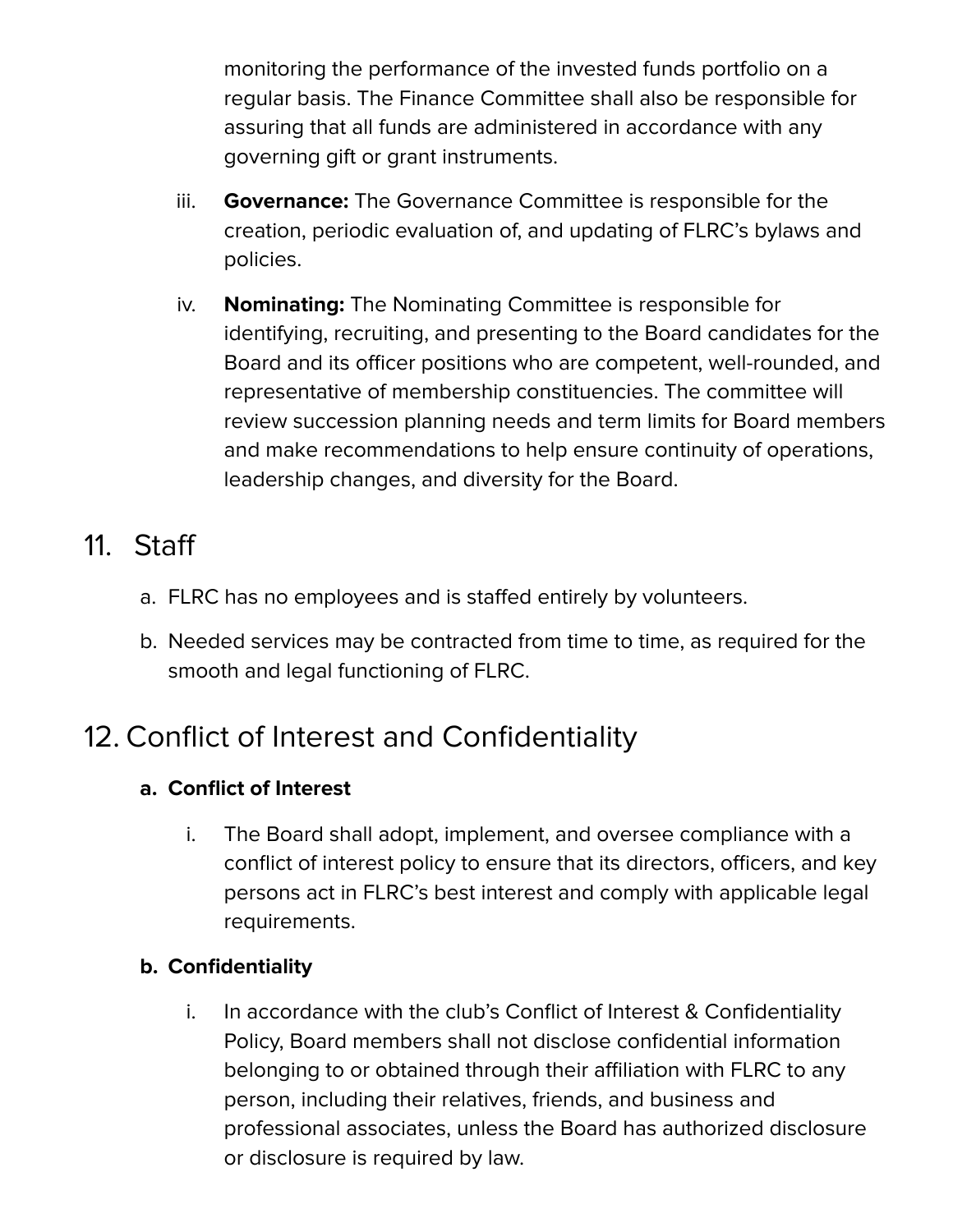monitoring the performance of the invested funds portfolio on a regular basis. The Finance Committee shall also be responsible for assuring that all funds are administered in accordance with any governing gift or grant instruments.

iii. **Governance:** The Governance Committee is responsible for the creation, periodic evaluation of, and updating of FLRC's bylaws and policies.

iv. **Nominating:** The Nominating Committee is responsible for identifying, recruiting, and presenting to the Board candidates for the Board and its officer positions who are competent, well-rounded, and representative of membership constituencies. The committee will review succession planning needs and term limits for Board members and make recommendations to help ensure continuity of operations, leadership changes, and diversity for the Board.

## 11. Staff

a. FLRC has no employees and is staffed entirely by volunteers.

b. Needed services may be contracted from time to time, as required for the smooth and legal functioning of FLRC.

## 12. Conflict of Interest and Confidentiality

**a. Conflict of Interest**

i. The Board shall adopt, implement, and oversee compliance with a conflict of interest policy to ensure that its directors, officers, and key persons act in FLRC's best interest and comply with applicable legal requirements.

**b. Confidentiality**

i. In accordance with the club's Conflict of Interest & Confidentiality Policy, Board members shall not disclose confidential information belonging to or obtained through their affiliation with FLRC to any person, including their relatives, friends, and business and professional associates, unless the Board has authorized disclosure or disclosure is required by law.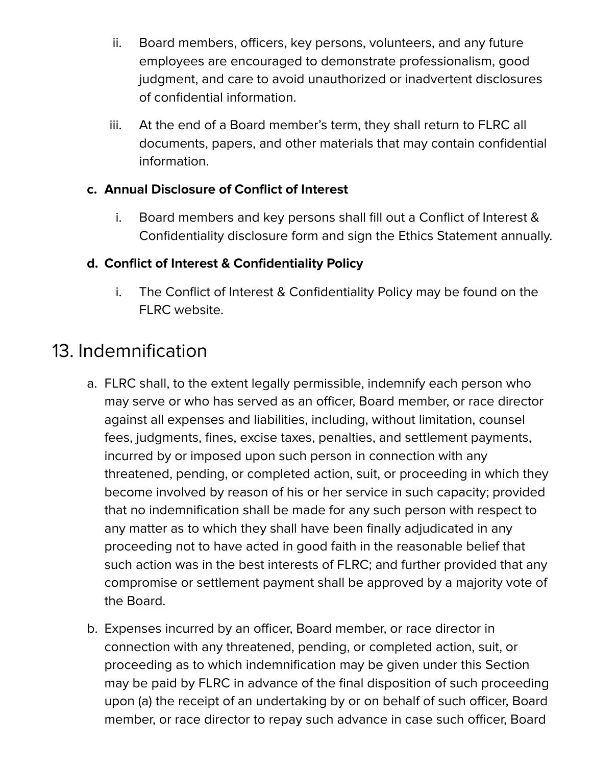ii. Board members, officers, key persons, volunteers, and any future employees are encouraged to demonstrate professionalism, good judgment, and care to avoid unauthorized or inadvertent disclosures of confidential information.

iii. At the end of a Board member's term, they shall return to FLRC all documents, papers, and other materials that may contain confidential information.

**c. Annual Disclosure of Conflict of Interest**

i. Board members and key persons shall fill out a Conflict of Interest & Confidentiality disclosure form and sign the Ethics Statement annually.

**d. Conflict of Interest & Confidentiality Policy**

i. The Conflict of Interest & Confidentiality Policy may be found on the FLRC website.

# 13. Indemnification

a. FLRC shall, to the extent legally permissible, indemnify each person who may serve or who has served as an officer, Board member, or race director against all expenses and liabilities, including, without limitation, counsel fees, judgments, fines, excise taxes, penalties, and settlement payments, incurred by or imposed upon such person in connection with any threatened, pending, or completed action, suit, or proceeding in which they become involved by reason of his or her service in such capacity; provided that no indemnification shall be made for any such person with respect to any matter as to which they shall have been finally adjudicated in any proceeding not to have acted in good faith in the reasonable belief that such action was in the best interests of FLRC; and further provided that any compromise or settlement payment shall be approved by a majority vote of the Board.

b. Expenses incurred by an officer, Board member, or race director in connection with any threatened, pending, or completed action, suit, or proceeding as to which indemnification may be given under this Section may be paid by FLRC in advance of the final disposition of such proceeding upon (a) the receipt of an undertaking by or on behalf of such officer, Board member, or race director to repay such advance in case such officer, Board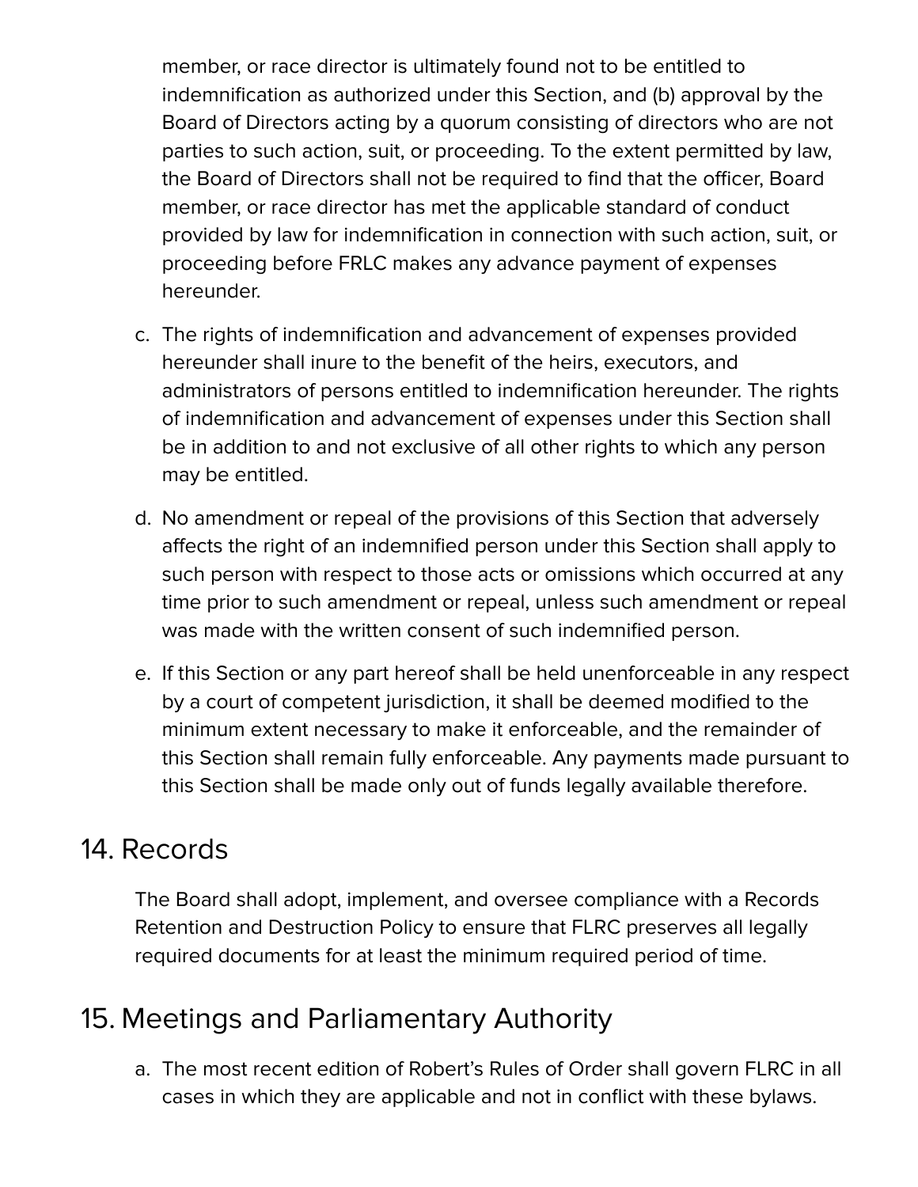member, or race director is ultimately found not to be entitled to indemnification as authorized under this Section, and (b) approval by the Board of Directors acting by a quorum consisting of directors who are not parties to such action, suit, or proceeding. To the extent permitted by law, the Board of Directors shall not be required to find that the officer, Board member, or race director has met the applicable standard of conduct provided by law for indemnification in connection with such action, suit, or proceeding before FRLC makes any advance payment of expenses hereunder.

c. The rights of indemnification and advancement of expenses provided hereunder shall inure to the benefit of the heirs, executors, and administrators of persons entitled to indemnification hereunder. The rights of indemnification and advancement of expenses under this Section shall be in addition to and not exclusive of all other rights to which any person may be entitled.

d. No amendment or repeal of the provisions of this Section that adversely affects the right of an indemnified person under this Section shall apply to such person with respect to those acts or omissions which occurred at any time prior to such amendment or repeal, unless such amendment or repeal was made with the written consent of such indemnified person.

e. If this Section or any part hereof shall be held unenforceable in any respect by a court of competent jurisdiction, it shall be deemed modified to the minimum extent necessary to make it enforceable, and the remainder of this Section shall remain fully enforceable. Any payments made pursuant to this Section shall be made only out of funds legally available therefore.

## 14. Records

The Board shall adopt, implement, and oversee compliance with a Records Retention and Destruction Policy to ensure that FLRC preserves all legally required documents for at least the minimum required period of time.

## 15. Meetings and Parliamentary Authority

a. The most recent edition of Robert's Rules of Order shall govern FLRC in all cases in which they are applicable and not in conflict with these bylaws.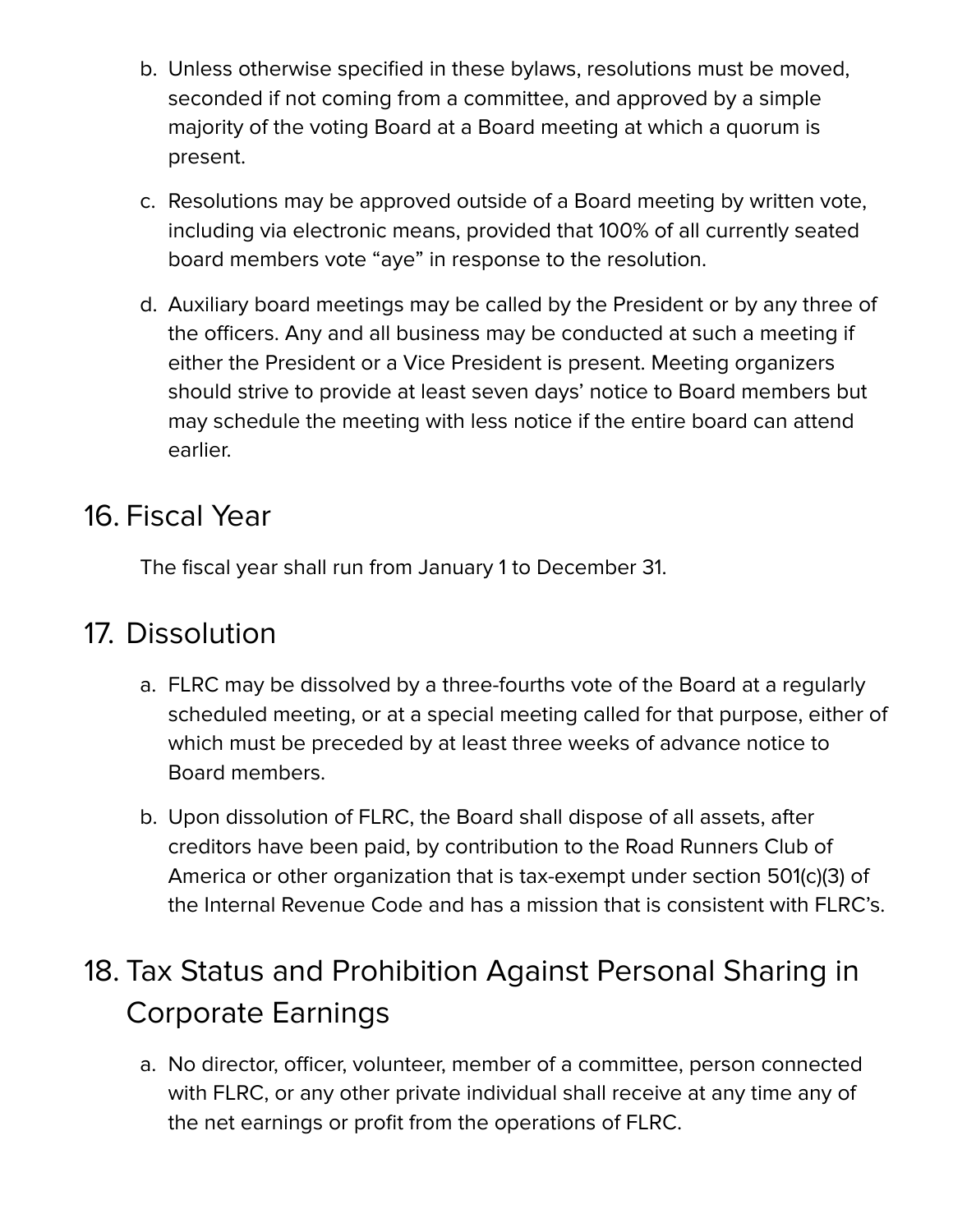b. Unless otherwise specified in these bylaws, resolutions must be moved, seconded if not coming from a committee, and approved by a simple majority of the voting Board at a Board meeting at which a quorum is present.

c. Resolutions may be approved outside of a Board meeting by written vote, including via electronic means, provided that 100% of all currently seated board members vote "aye" in response to the resolution.

d. Auxiliary board meetings may be called by the President or by any three of the officers. Any and all business may be conducted at such a meeting if either the President or a Vice President is present. Meeting organizers should strive to provide at least seven days' notice to Board members but may schedule the meeting with less notice if the entire board can attend earlier.

## 16. Fiscal Year

The fiscal year shall run from January 1 to December 31.

## 17. Dissolution

a. FLRC may be dissolved by a three-fourths vote of the Board at a regularly scheduled meeting, or at a special meeting called for that purpose, either of which must be preceded by at least three weeks of advance notice to Board members.

b. Upon dissolution of FLRC, the Board shall dispose of all assets, after creditors have been paid, by contribution to the Road Runners Club of America or other organization that is tax-exempt under section 501(c)(3) of the Internal Revenue Code and has a mission that is consistent with FLRC's.

## 18. Tax Status and Prohibition Against Personal Sharing in Corporate Earnings

a. No director, officer, volunteer, member of a committee, person connected with FLRC, or any other private individual shall receive at any time any of the net earnings or profit from the operations of FLRC.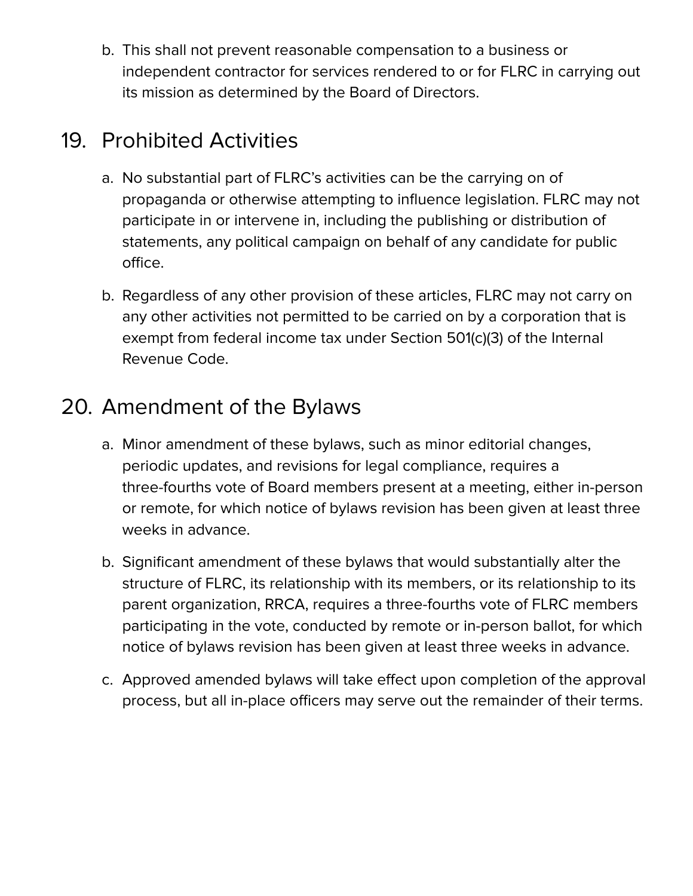b. This shall not prevent reasonable compensation to a business or independent contractor for services rendered to or for FLRC in carrying out its mission as determined by the Board of Directors.

## 19. Prohibited Activities

a. No substantial part of FLRC's activities can be the carrying on of propaganda or otherwise attempting to influence legislation. FLRC may not participate in or intervene in, including the publishing or distribution of statements, any political campaign on behalf of any candidate for public office.

b. Regardless of any other provision of these articles, FLRC may not carry on any other activities not permitted to be carried on by a corporation that is exempt from federal income tax under Section 501(c)(3) of the Internal Revenue Code.

## 20. Amendment of the Bylaws

a. Minor amendment of these bylaws, such as minor editorial changes, periodic updates, and revisions for legal compliance, requires a three-fourths vote of Board members present at a meeting, either in-person or remote, for which notice of bylaws revision has been given at least three weeks in advance.

b. Significant amendment of these bylaws that would substantially alter the structure of FLRC, its relationship with its members, or its relationship to its parent organization, RRCA, requires a three-fourths vote of FLRC members participating in the vote, conducted by remote or in-person ballot, for which notice of bylaws revision has been given at least three weeks in advance.

c. Approved amended bylaws will take effect upon completion of the approval process, but all in-place officers may serve out the remainder of their terms.